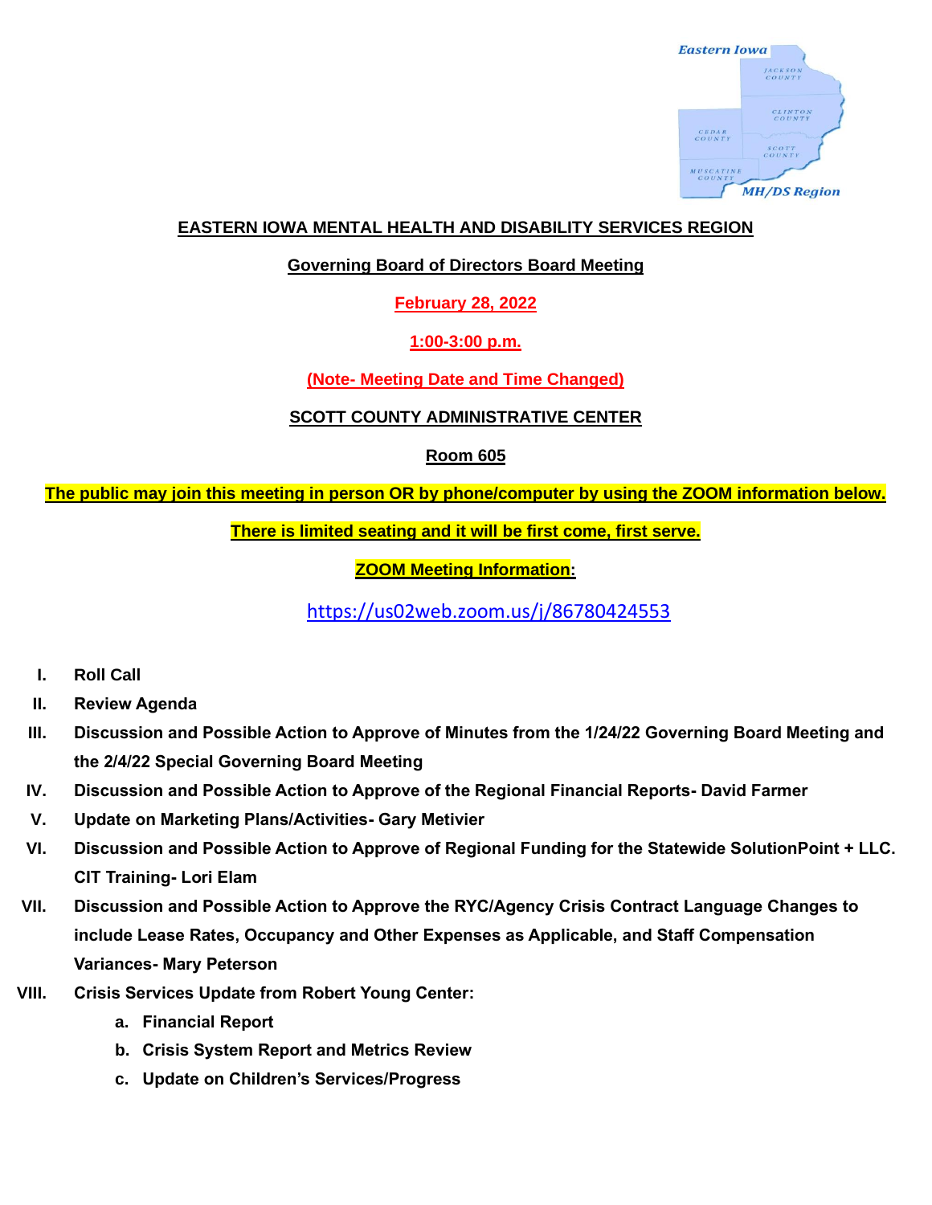# EASTERN IOWA MENTAL HEALTH AND DISABILITY SERVICES REGION

## Governing Board of Directors Board Meeting

**February 28, 2022**

**1:00-3:00 p.m.**

**(Note- Meeting Date and Time Changed)**

**SCOTT COUNTY ADMINISTRATIVE CENTER**

**Room 605**

**The public may join this meeting in person OR by phone/computer by using the ZOOM information below.**

**There is limited seating and it will be first come, first serve.**

**ZOOM Meeting Information:**

https://us02web.zoom.us/j/86780424553

I. **Roll Call**

II. **Review Agenda**

III. **Discussion and Possible Action to Approve of Minutes from the 1/24/22 Governing Board Meeting and the 2/4/22 Special Governing Board Meeting**

IV. **Discussion and Possible Action to Approve of the Regional Financial Reports- David Farmer**

V. **Update on Marketing Plans/Activities- Gary Metivier**

VI. **Discussion and Possible Action to Approve of Regional Funding for the Statewide SolutionPoint + LLC. CIT Training- Lori Elam**

VII. **Discussion and Possible Action to Approve the RYC/Agency Crisis Contract Language Changes to include Lease Rates, Occupancy and Other Expenses as Applicable, and Staff Compensation Variances- Mary Peterson**

VIII. **Crisis Services Update from Robert Young Center:**
   a. **Financial Report**
   b. **Crisis System Report and Metrics Review**
   c. **Update on Children's Services/Progress**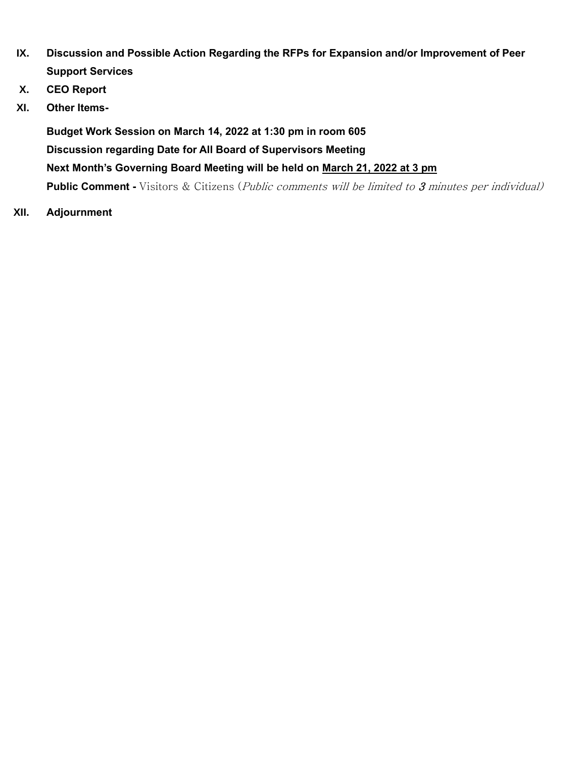**IX. Discussion and Possible Action Regarding the RFPs for Expansion and/or Improvement of Peer Support Services**

**X. CEO Report**

**XI. Other Items-**

**Budget Work Session on March 14, 2022 at 1:30 pm in room 605**

**Discussion regarding Date for All Board of Supervisors Meeting**

**Next Month's Governing Board Meeting will be held on <u>March 21, 2022 at 3 pm</u>**

**Public Comment -** Visitors & Citizens (*Public comments will be limited to **3** minutes per individual)*

**XII. Adjournment**